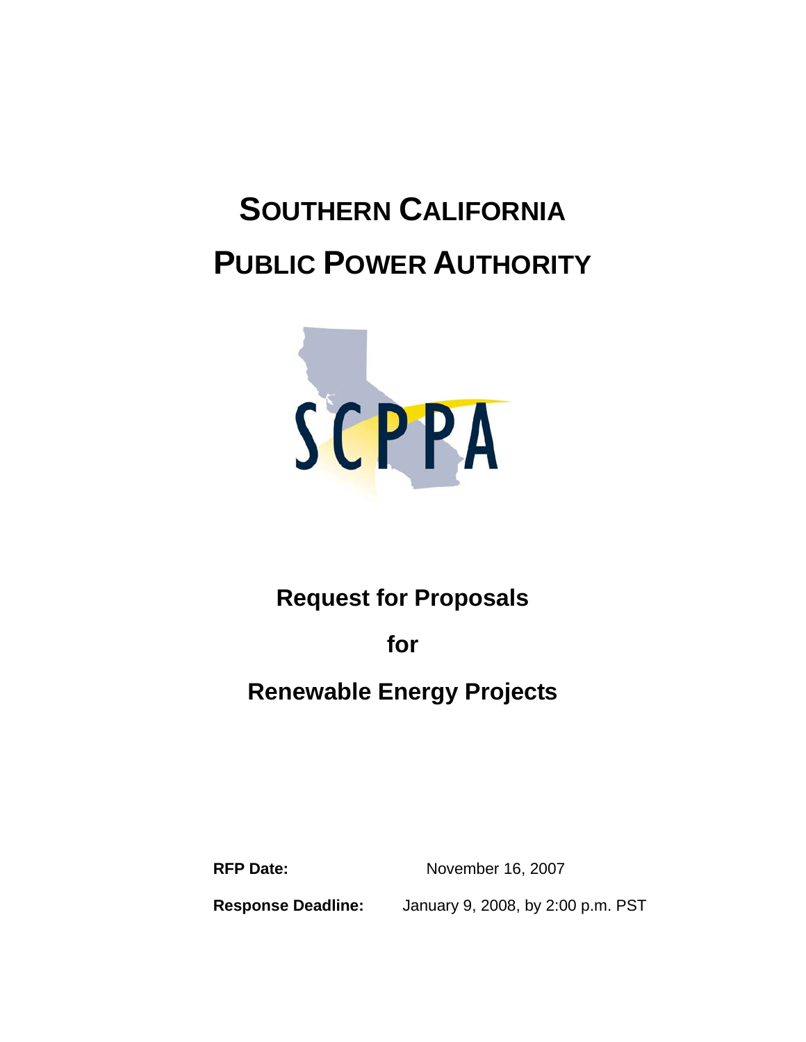# Southern California Public Power Authority

SCPPA

## Request for Proposals

## for

## Renewable Energy Projects

**RFP Date:** November 16, 2007

**Response Deadline:** January 9, 2008, by 2:00 p.m. PST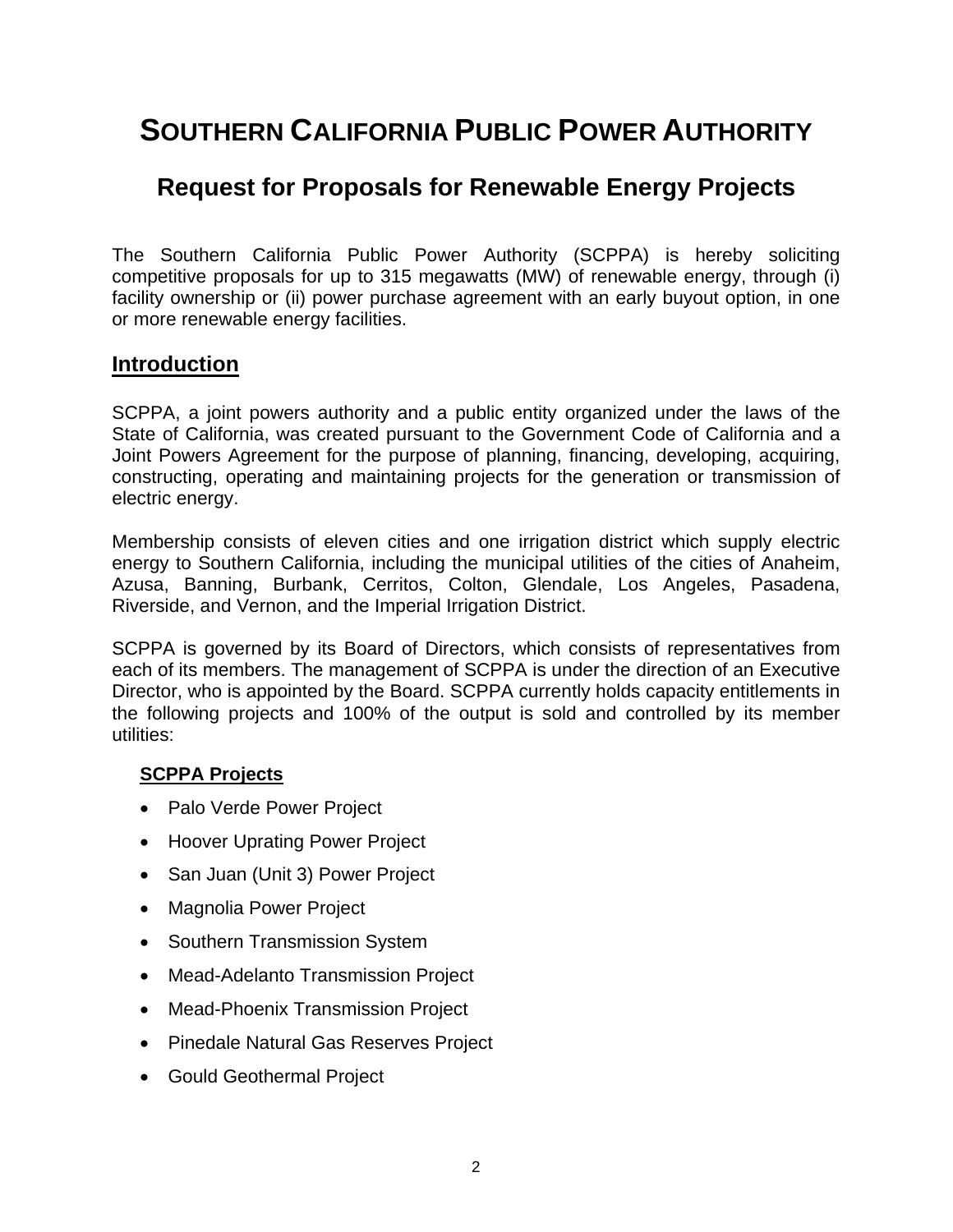# SOUTHERN CALIFORNIA PUBLIC POWER AUTHORITY

## Request for Proposals for Renewable Energy Projects

The Southern California Public Power Authority (SCPPA) is hereby soliciting competitive proposals for up to 315 megawatts (MW) of renewable energy, through (i) facility ownership or (ii) power purchase agreement with an early buyout option, in one or more renewable energy facilities.

## Introduction

SCPPA, a joint powers authority and a public entity organized under the laws of the State of California, was created pursuant to the Government Code of California and a Joint Powers Agreement for the purpose of planning, financing, developing, acquiring, constructing, operating and maintaining projects for the generation or transmission of electric energy.

Membership consists of eleven cities and one irrigation district which supply electric energy to Southern California, including the municipal utilities of the cities of Anaheim, Azusa, Banning, Burbank, Cerritos, Colton, Glendale, Los Angeles, Pasadena, Riverside, and Vernon, and the Imperial Irrigation District.

SCPPA is governed by its Board of Directors, which consists of representatives from each of its members. The management of SCPPA is under the direction of an Executive Director, who is appointed by the Board. SCPPA currently holds capacity entitlements in the following projects and 100% of the output is sold and controlled by its member utilities:

### SCPPA Projects

- Palo Verde Power Project
- Hoover Uprating Power Project
- San Juan (Unit 3) Power Project
- Magnolia Power Project
- Southern Transmission System
- Mead-Adelanto Transmission Project
- Mead-Phoenix Transmission Project
- Pinedale Natural Gas Reserves Project
- Gould Geothermal Project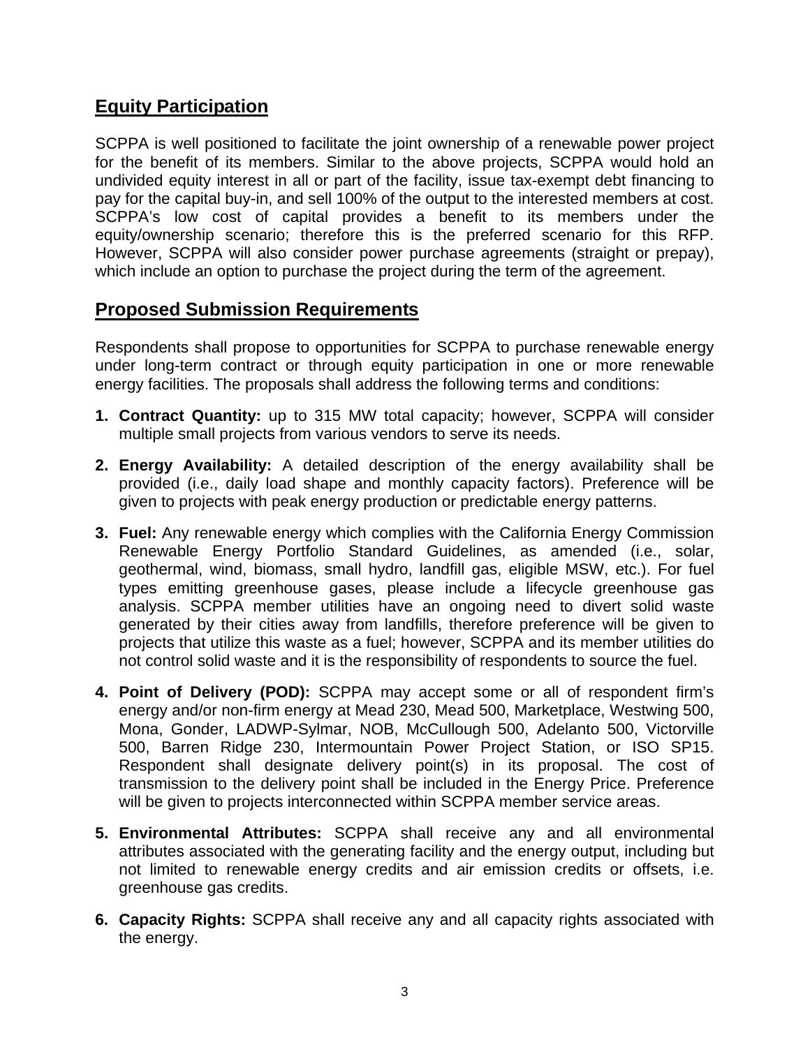## Equity Participation

SCPPA is well positioned to facilitate the joint ownership of a renewable power project for the benefit of its members. Similar to the above projects, SCPPA would hold an undivided equity interest in all or part of the facility, issue tax-exempt debt financing to pay for the capital buy-in, and sell 100% of the output to the interested members at cost. SCPPA's low cost of capital provides a benefit to its members under the equity/ownership scenario; therefore this is the preferred scenario for this RFP. However, SCPPA will also consider power purchase agreements (straight or prepay), which include an option to purchase the project during the term of the agreement.

## Proposed Submission Requirements

Respondents shall propose to opportunities for SCPPA to purchase renewable energy under long-term contract or through equity participation in one or more renewable energy facilities. The proposals shall address the following terms and conditions:

1. **Contract Quantity:** up to 315 MW total capacity; however, SCPPA will consider multiple small projects from various vendors to serve its needs.
2. **Energy Availability:** A detailed description of the energy availability shall be provided (i.e., daily load shape and monthly capacity factors). Preference will be given to projects with peak energy production or predictable energy patterns.
3. **Fuel:** Any renewable energy which complies with the California Energy Commission Renewable Energy Portfolio Standard Guidelines, as amended (i.e., solar, geothermal, wind, biomass, small hydro, landfill gas, eligible MSW, etc.). For fuel types emitting greenhouse gases, please include a lifecycle greenhouse gas analysis. SCPPA member utilities have an ongoing need to divert solid waste generated by their cities away from landfills, therefore preference will be given to projects that utilize this waste as a fuel; however, SCPPA and its member utilities do not control solid waste and it is the responsibility of respondents to source the fuel.
4. **Point of Delivery (POD):** SCPPA may accept some or all of respondent firm's energy and/or non-firm energy at Mead 230, Mead 500, Marketplace, Westwing 500, Mona, Gonder, LADWP-Sylmar, NOB, McCullough 500, Adelanto 500, Victorville 500, Barren Ridge 230, Intermountain Power Project Station, or ISO SP15. Respondent shall designate delivery point(s) in its proposal. The cost of transmission to the delivery point shall be included in the Energy Price. Preference will be given to projects interconnected within SCPPA member service areas.
5. **Environmental Attributes:** SCPPA shall receive any and all environmental attributes associated with the generating facility and the energy output, including but not limited to renewable energy credits and air emission credits or offsets, i.e. greenhouse gas credits.
6. **Capacity Rights:** SCPPA shall receive any and all capacity rights associated with the energy.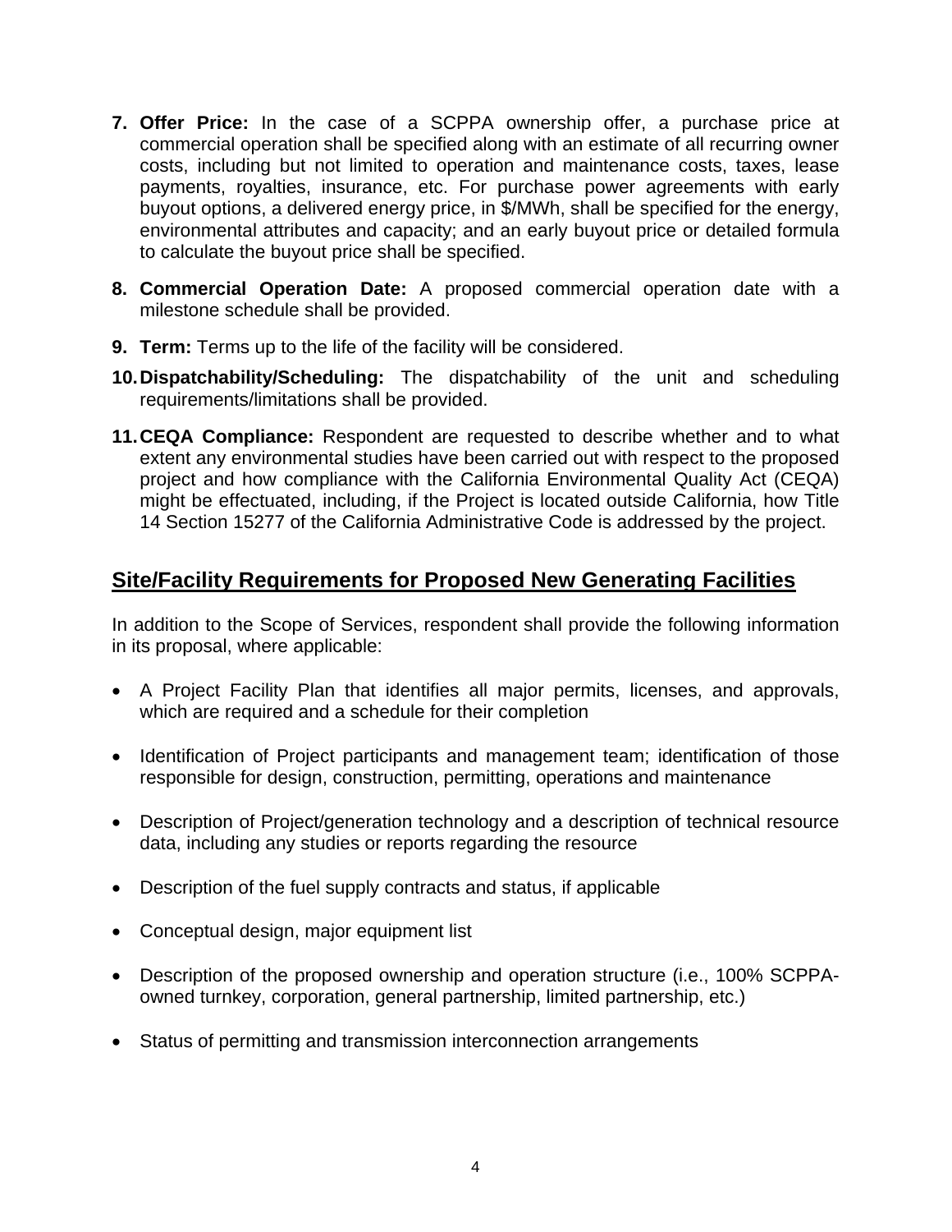7. **Offer Price:** In the case of a SCPPA ownership offer, a purchase price at commercial operation shall be specified along with an estimate of all recurring owner costs, including but not limited to operation and maintenance costs, taxes, lease payments, royalties, insurance, etc. For purchase power agreements with early buyout options, a delivered energy price, in $/MWh, shall be specified for the energy, environmental attributes and capacity; and an early buyout price or detailed formula to calculate the buyout price shall be specified.

8. **Commercial Operation Date:** A proposed commercial operation date with a milestone schedule shall be provided.

9. **Term:** Terms up to the life of the facility will be considered.

10. **Dispatchability/Scheduling:** The dispatchability of the unit and scheduling requirements/limitations shall be provided.

11. **CEQA Compliance:** Respondent are requested to describe whether and to what extent any environmental studies have been carried out with respect to the proposed project and how compliance with the California Environmental Quality Act (CEQA) might be effectuated, including, if the Project is located outside California, how Title 14 Section 15277 of the California Administrative Code is addressed by the project.

## Site/Facility Requirements for Proposed New Generating Facilities

In addition to the Scope of Services, respondent shall provide the following information in its proposal, where applicable:

- A Project Facility Plan that identifies all major permits, licenses, and approvals, which are required and a schedule for their completion

- Identification of Project participants and management team; identification of those responsible for design, construction, permitting, operations and maintenance

- Description of Project/generation technology and a description of technical resource data, including any studies or reports regarding the resource

- Description of the fuel supply contracts and status, if applicable

- Conceptual design, major equipment list

- Description of the proposed ownership and operation structure (i.e., 100% SCPPA-owned turnkey, corporation, general partnership, limited partnership, etc.)

- Status of permitting and transmission interconnection arrangements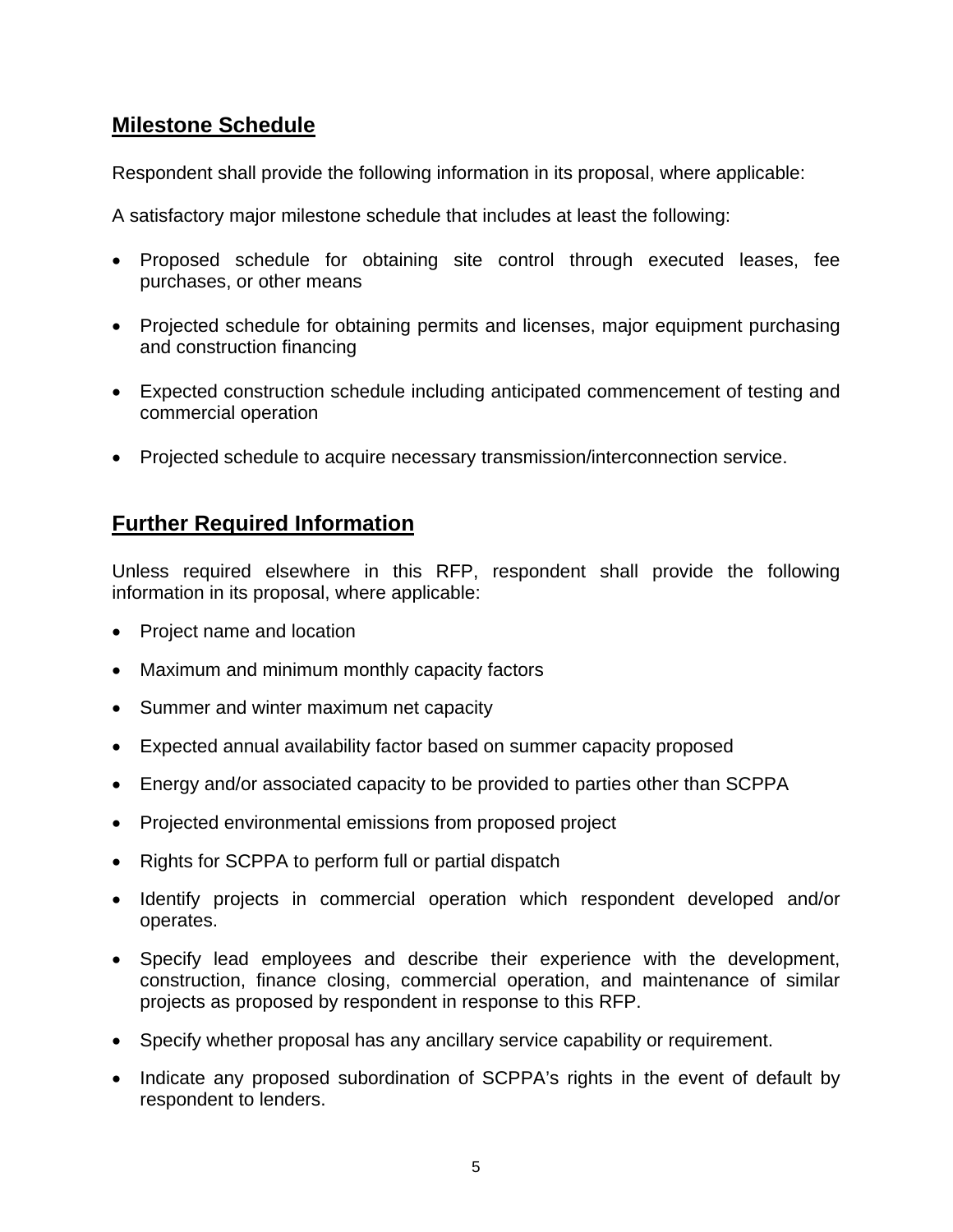## Milestone Schedule

Respondent shall provide the following information in its proposal, where applicable:

A satisfactory major milestone schedule that includes at least the following:

- Proposed schedule for obtaining site control through executed leases, fee purchases, or other means
- Projected schedule for obtaining permits and licenses, major equipment purchasing and construction financing
- Expected construction schedule including anticipated commencement of testing and commercial operation
- Projected schedule to acquire necessary transmission/interconnection service.

## Further Required Information

Unless required elsewhere in this RFP, respondent shall provide the following information in its proposal, where applicable:

- Project name and location
- Maximum and minimum monthly capacity factors
- Summer and winter maximum net capacity
- Expected annual availability factor based on summer capacity proposed
- Energy and/or associated capacity to be provided to parties other than SCPPA
- Projected environmental emissions from proposed project
- Rights for SCPPA to perform full or partial dispatch
- Identify projects in commercial operation which respondent developed and/or operates.
- Specify lead employees and describe their experience with the development, construction, finance closing, commercial operation, and maintenance of similar projects as proposed by respondent in response to this RFP.
- Specify whether proposal has any ancillary service capability or requirement.
- Indicate any proposed subordination of SCPPA's rights in the event of default by respondent to lenders.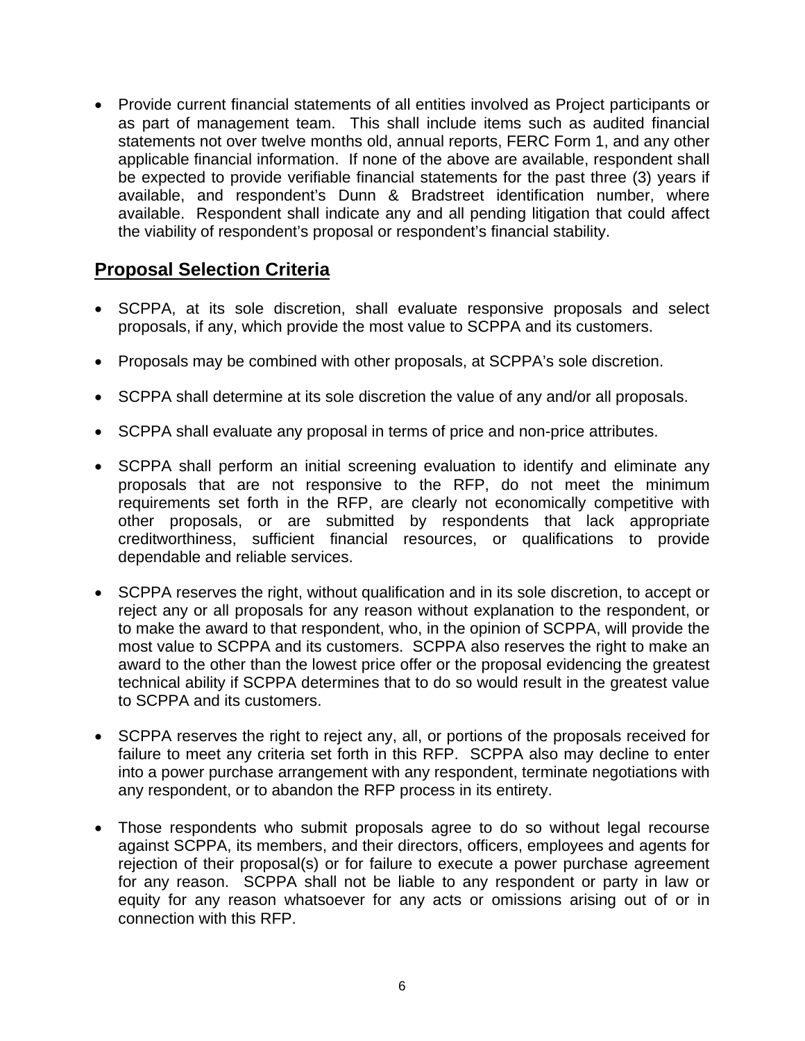- Provide current financial statements of all entities involved as Project participants or as part of management team. This shall include items such as audited financial statements not over twelve months old, annual reports, FERC Form 1, and any other applicable financial information. If none of the above are available, respondent shall be expected to provide verifiable financial statements for the past three (3) years if available, and respondent's Dunn & Bradstreet identification number, where available. Respondent shall indicate any and all pending litigation that could affect the viability of respondent's proposal or respondent's financial stability.

## Proposal Selection Criteria

- SCPPA, at its sole discretion, shall evaluate responsive proposals and select proposals, if any, which provide the most value to SCPPA and its customers.

- Proposals may be combined with other proposals, at SCPPA's sole discretion.

- SCPPA shall determine at its sole discretion the value of any and/or all proposals.

- SCPPA shall evaluate any proposal in terms of price and non-price attributes.

- SCPPA shall perform an initial screening evaluation to identify and eliminate any proposals that are not responsive to the RFP, do not meet the minimum requirements set forth in the RFP, are clearly not economically competitive with other proposals, or are submitted by respondents that lack appropriate creditworthiness, sufficient financial resources, or qualifications to provide dependable and reliable services.

- SCPPA reserves the right, without qualification and in its sole discretion, to accept or reject any or all proposals for any reason without explanation to the respondent, or to make the award to that respondent, who, in the opinion of SCPPA, will provide the most value to SCPPA and its customers. SCPPA also reserves the right to make an award to the other than the lowest price offer or the proposal evidencing the greatest technical ability if SCPPA determines that to do so would result in the greatest value to SCPPA and its customers.

- SCPPA reserves the right to reject any, all, or portions of the proposals received for failure to meet any criteria set forth in this RFP. SCPPA also may decline to enter into a power purchase arrangement with any respondent, terminate negotiations with any respondent, or to abandon the RFP process in its entirety.

- Those respondents who submit proposals agree to do so without legal recourse against SCPPA, its members, and their directors, officers, employees and agents for rejection of their proposal(s) or for failure to execute a power purchase agreement for any reason. SCPPA shall not be liable to any respondent or party in law or equity for any reason whatsoever for any acts or omissions arising out of or in connection with this RFP.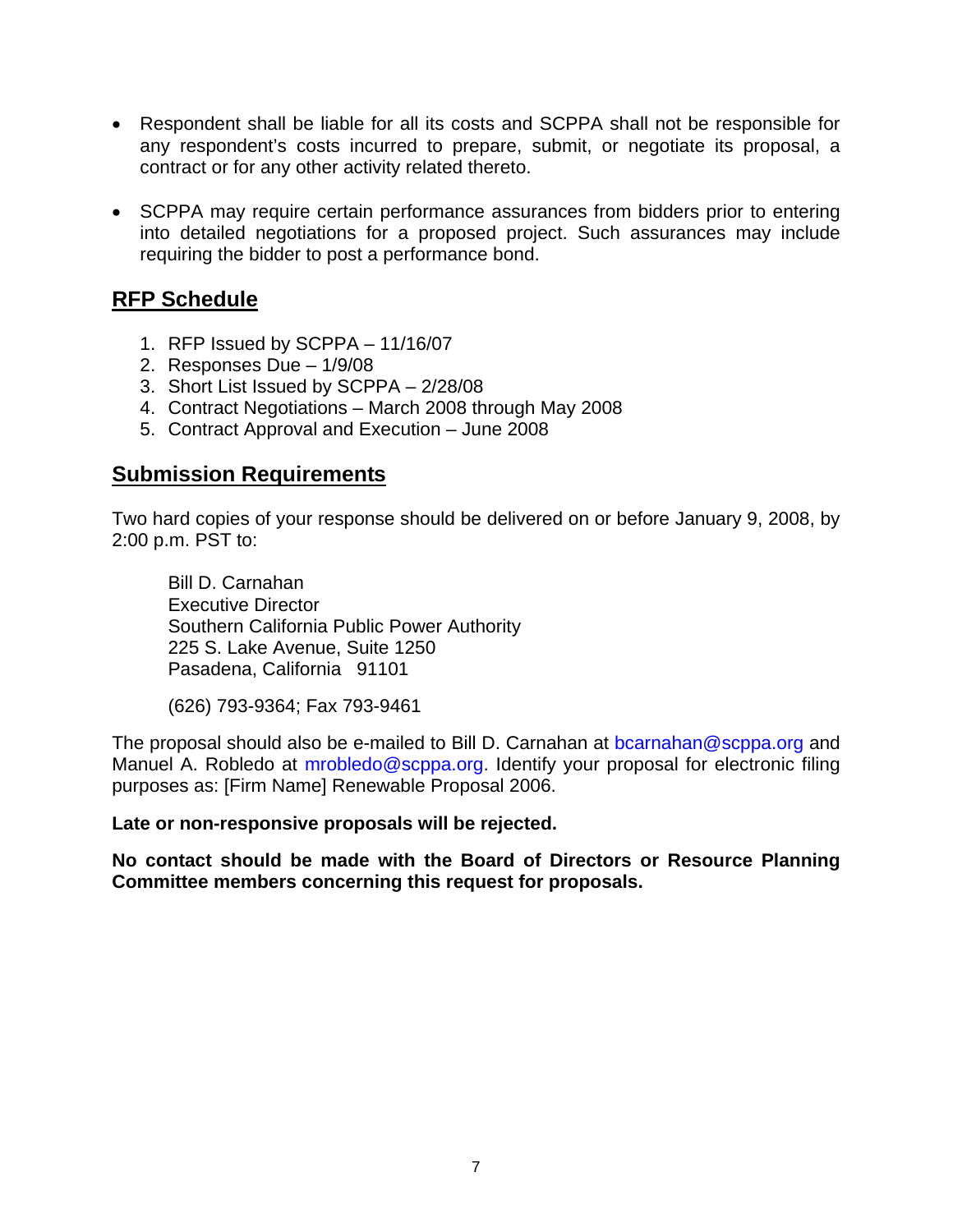- Respondent shall be liable for all its costs and SCPPA shall not be responsible for any respondent's costs incurred to prepare, submit, or negotiate its proposal, a contract or for any other activity related thereto.

- SCPPA may require certain performance assurances from bidders prior to entering into detailed negotiations for a proposed project. Such assurances may include requiring the bidder to post a performance bond.

## RFP Schedule

1. RFP Issued by SCPPA – 11/16/07
2. Responses Due – 1/9/08
3. Short List Issued by SCPPA – 2/28/08
4. Contract Negotiations – March 2008 through May 2008
5. Contract Approval and Execution – June 2008

## Submission Requirements

Two hard copies of your response should be delivered on or before January 9, 2008, by 2:00 p.m. PST to:

Bill D. Carnahan
Executive Director
Southern California Public Power Authority
225 S. Lake Avenue, Suite 1250
Pasadena, California 91101

(626) 793-9364; Fax 793-9461

The proposal should also be e-mailed to Bill D. Carnahan at bcarnahan@scppa.org and Manuel A. Robledo at mrobledo@scppa.org. Identify your proposal for electronic filing purposes as: [Firm Name] Renewable Proposal 2006.

**Late or non-responsive proposals will be rejected.**

**No contact should be made with the Board of Directors or Resource Planning Committee members concerning this request for proposals.**